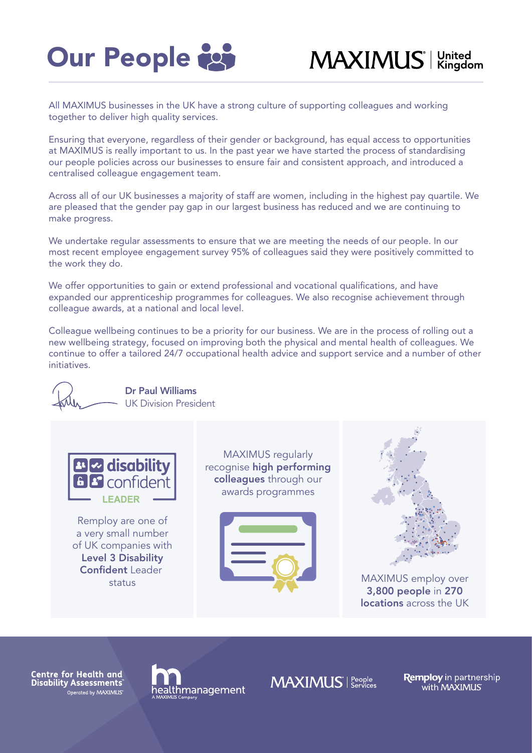# Our People

MAXIMUS | United Kingdom

All MAXIMUS businesses in the UK have a strong culture of supporting colleagues and working together to deliver high quality services.

Ensuring that everyone, regardless of their gender or background, has equal access to opportunities at MAXIMUS is really important to us. In the past year we have started the process of standardising our people policies across our businesses to ensure fair and consistent approach, and introduced a centralised colleague engagement team.

Across all of our UK businesses a majority of staff are women, including in the highest pay quartile. We are pleased that the gender pay gap in our largest business has reduced and we are continuing to make progress.

We undertake regular assessments to ensure that we are meeting the needs of our people. In our most recent employee engagement survey 95% of colleagues said they were positively committed to the work they do.

We offer opportunities to gain or extend professional and vocational qualifications, and have expanded our apprenticeship programmes for colleagues. We also recognise achievement through colleague awards, at a national and local level.

Colleague wellbeing continues to be a priority for our business. We are in the process of rolling out a new wellbeing strategy, focused on improving both the physical and mental health of colleagues. We continue to offer a tailored 24/7 occupational health advice and support service and a number of other initiatives.

**Dr Paul Williams**
UK Division President

disability confident LEADER

Remploy are one of a very small number of UK companies with **Level 3 Disability Confident** Leader status

MAXIMUS regularly recognise **high performing colleagues** through our awards programmes

MAXIMUS employ over **3,800 people** in **270 locations** across the UK

Centre for Health and Disability Assessments — Operated by MAXIMUS

healthmanagement — A MAXIMUS Company

MAXIMUS | People Services

Remploy in partnership with MAXIMUS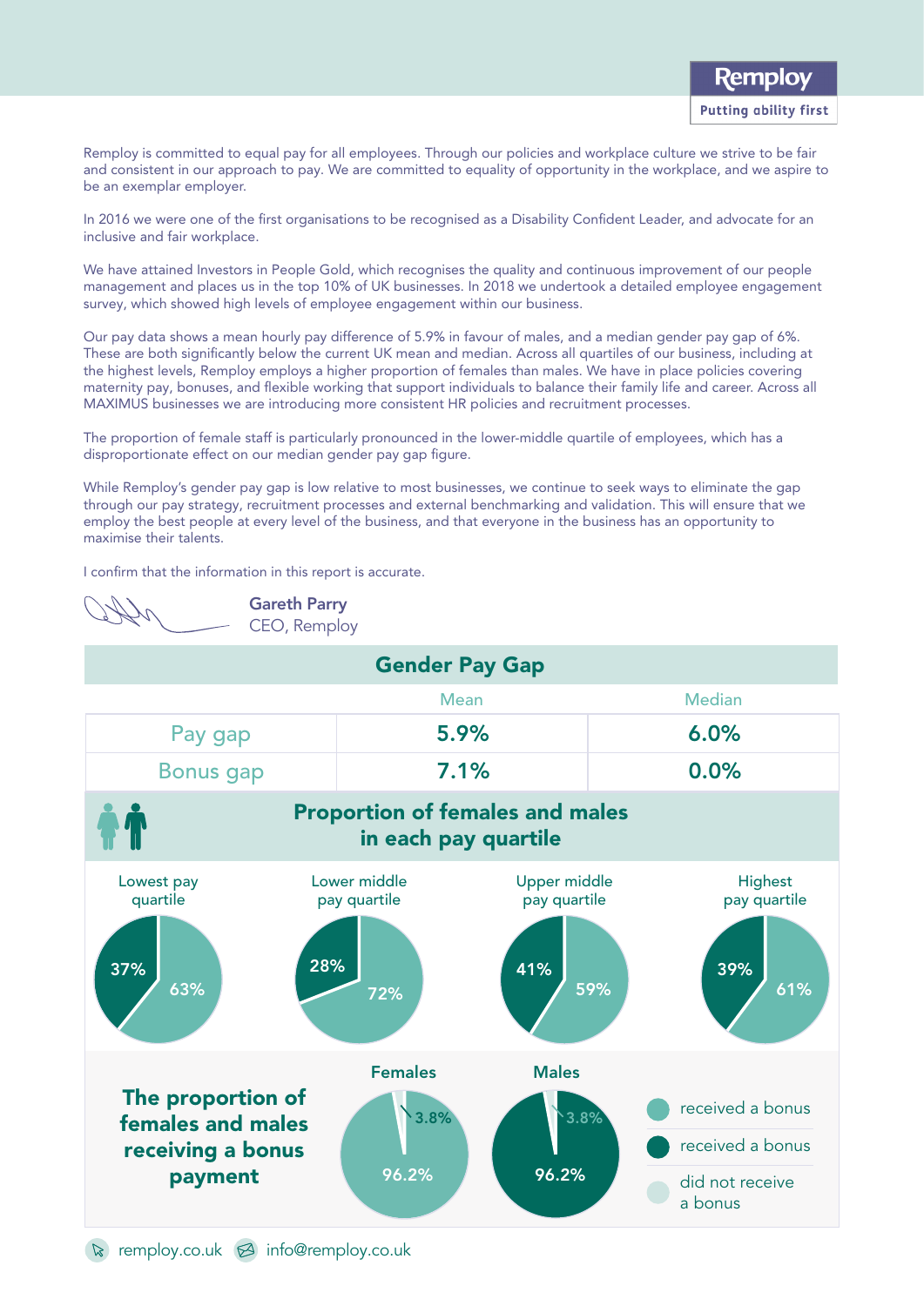Remploy is committed to equal pay for all employees. Through our policies and workplace culture we strive to be fair and consistent in our approach to pay. We are committed to equality of opportunity in the workplace, and we aspire to be an exemplar employer.

In 2016 we were one of the first organisations to be recognised as a Disability Confident Leader, and advocate for an inclusive and fair workplace.

We have attained Investors in People Gold, which recognises the quality and continuous improvement of our people management and places us in the top 10% of UK businesses. In 2018 we undertook a detailed employee engagement survey, which showed high levels of employee engagement within our business.

Our pay data shows a mean hourly pay difference of 5.9% in favour of males, and a median gender pay gap of 6%. These are both significantly below the current UK mean and median. Across all quartiles of our business, including at the highest levels, Remploy employs a higher proportion of females than males. We have in place policies covering maternity pay, bonuses, and flexible working that support individuals to balance their family life and career. Across all MAXIMUS businesses we are introducing more consistent HR policies and recruitment processes.

The proportion of female staff is particularly pronounced in the lower-middle quartile of employees, which has a disproportionate effect on our median gender pay gap figure.

While Remploy's gender pay gap is low relative to most businesses, we continue to seek ways to eliminate the gap through our pay strategy, recruitment processes and external benchmarking and validation. This will ensure that we employ the best people at every level of the business, and that everyone in the business has an opportunity to maximise their talents.

I confirm that the information in this report is accurate.

**Gareth Parry**
CEO, Remploy

## Gender Pay Gap

| | Mean | Median |
|---|---|---|
| Pay gap | 5.9% | 6.0% |
| Bonus gap | 7.1% | 0.0% |

## Proportion of females and males in each pay quartile

Lowest pay quartile
37%
63%

Lower middle pay quartile
28%
72%

Upper middle pay quartile
41%
59%

Highest pay quartile
39%
61%

## The proportion of females and males receiving a bonus payment

Females
3.8%
96.2%

Males
3.8%
96.2%

received a bonus
received a bonus
did not receive a bonus

remploy.co.uk info@remploy.co.uk